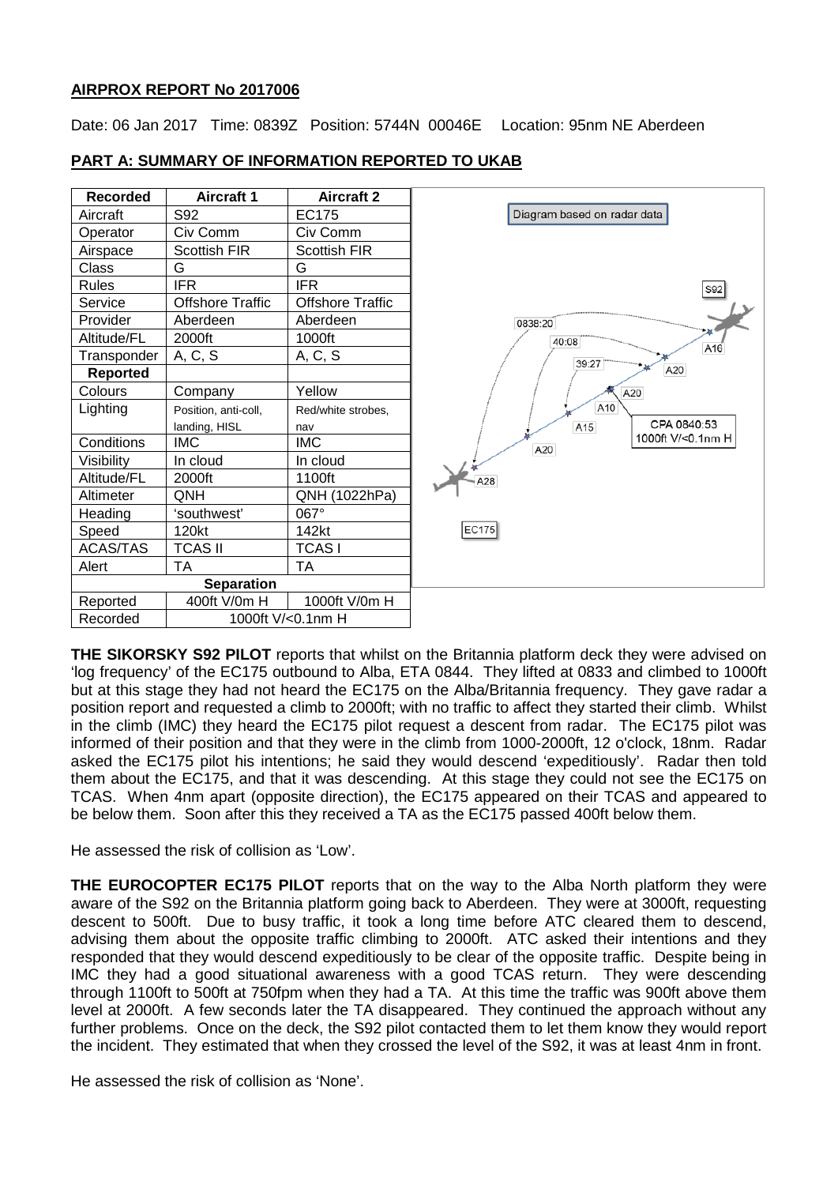**AIRPROX REPORT No 2017006**

Date: 06 Jan 2017 Time: 0839Z Position: 5744N 00046E Location: 95nm NE Aberdeen

**PART A: SUMMARY OF INFORMATION REPORTED TO UKAB**

| Recorded | Aircraft 1 | Aircraft 2 |
|---|---|---|
| Aircraft | S92 | EC175 |
| Operator | Civ Comm | Civ Comm |
| Airspace | Scottish FIR | Scottish FIR |
| Class | G | G |
| Rules | IFR | IFR |
| Service | Offshore Traffic | Offshore Traffic |
| Provider | Aberdeen | Aberdeen |
| Altitude/FL | 2000ft | 1000ft |
| Transponder | A, C, S | A, C, S |
| **Reported** | | |
| Colours | Company | Yellow |
| Lighting | Position, anti-coll, landing, HISL | Red/white strobes, nav |
| Conditions | IMC | IMC |
| Visibility | In cloud | In cloud |
| Altitude/FL | 2000ft | 1100ft |
| Altimeter | QNH | QNH (1022hPa) |
| Heading | 'southwest' | 067° |
| Speed | 120kt | 142kt |
| ACAS/TAS | TCAS II | TCAS I |
| Alert | TA | TA |
| **Separation** | | |
| Reported | 400ft V/0m H | 1000ft V/0m H |
| Recorded | 1000ft V/<0.1nm H | |

Diagram based on radar data

**THE SIKORSKY S92 PILOT** reports that whilst on the Britannia platform deck they were advised on 'log frequency' of the EC175 outbound to Alba, ETA 0844. They lifted at 0833 and climbed to 1000ft but at this stage they had not heard the EC175 on the Alba/Britannia frequency. They gave radar a position report and requested a climb to 2000ft; with no traffic to affect they started their climb. Whilst in the climb (IMC) they heard the EC175 pilot request a descent from radar. The EC175 pilot was informed of their position and that they were in the climb from 1000-2000ft, 12 o'clock, 18nm. Radar asked the EC175 pilot his intentions; he said they would descend 'expeditiously'. Radar then told them about the EC175, and that it was descending. At this stage they could not see the EC175 on TCAS. When 4nm apart (opposite direction), the EC175 appeared on their TCAS and appeared to be below them. Soon after this they received a TA as the EC175 passed 400ft below them.

He assessed the risk of collision as 'Low'.

**THE EUROCOPTER EC175 PILOT** reports that on the way to the Alba North platform they were aware of the S92 on the Britannia platform going back to Aberdeen. They were at 3000ft, requesting descent to 500ft. Due to busy traffic, it took a long time before ATC cleared them to descend, advising them about the opposite traffic climbing to 2000ft. ATC asked their intentions and they responded that they would descend expeditiously to be clear of the opposite traffic. Despite being in IMC they had a good situational awareness with a good TCAS return. They were descending through 1100ft to 500ft at 750fpm when they had a TA. At this time the traffic was 900ft above them level at 2000ft. A few seconds later the TA disappeared. They continued the approach without any further problems. Once on the deck, the S92 pilot contacted them to let them know they would report the incident. They estimated that when they crossed the level of the S92, it was at least 4nm in front.

He assessed the risk of collision as 'None'.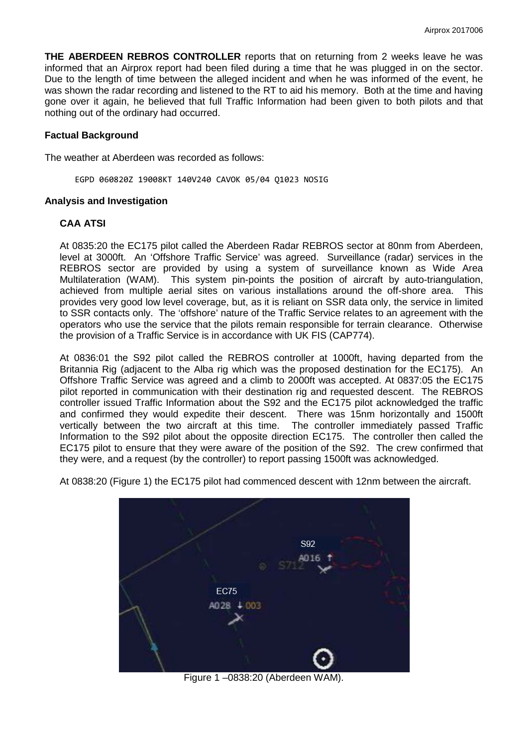**THE ABERDEEN REBROS CONTROLLER** reports that on returning from 2 weeks leave he was informed that an Airprox report had been filed during a time that he was plugged in on the sector. Due to the length of time between the alleged incident and when he was informed of the event, he was shown the radar recording and listened to the RT to aid his memory. Both at the time and having gone over it again, he believed that full Traffic Information had been given to both pilots and that nothing out of the ordinary had occurred.

### Factual Background

The weather at Aberdeen was recorded as follows:

```
EGPD 060820Z 19008KT 140V240 CAVOK 05/04 Q1023 NOSIG
```

### Analysis and Investigation

#### CAA ATSI

At 0835:20 the EC175 pilot called the Aberdeen Radar REBROS sector at 80nm from Aberdeen, level at 3000ft. An 'Offshore Traffic Service' was agreed. Surveillance (radar) services in the REBROS sector are provided by using a system of surveillance known as Wide Area Multilateration (WAM). This system pin-points the position of aircraft by auto-triangulation, achieved from multiple aerial sites on various installations around the off-shore area. This provides very good low level coverage, but, as it is reliant on SSR data only, the service in limited to SSR contacts only. The 'offshore' nature of the Traffic Service relates to an agreement with the operators who use the service that the pilots remain responsible for terrain clearance. Otherwise the provision of a Traffic Service is in accordance with UK FIS (CAP774).

At 0836:01 the S92 pilot called the REBROS controller at 1000ft, having departed from the Britannia Rig (adjacent to the Alba rig which was the proposed destination for the EC175). An Offshore Traffic Service was agreed and a climb to 2000ft was accepted. At 0837:05 the EC175 pilot reported in communication with their destination rig and requested descent. The REBROS controller issued Traffic Information about the S92 and the EC175 pilot acknowledged the traffic and confirmed they would expedite their descent. There was 15nm horizontally and 1500ft vertically between the two aircraft at this time. The controller immediately passed Traffic Information to the S92 pilot about the opposite direction EC175. The controller then called the EC175 pilot to ensure that they were aware of the position of the S92. The crew confirmed that they were, and a request (by the controller) to report passing 1500ft was acknowledged.

At 0838:20 (Figure 1) the EC175 pilot had commenced descent with 12nm between the aircraft.

Figure 1 –0838:20 (Aberdeen WAM).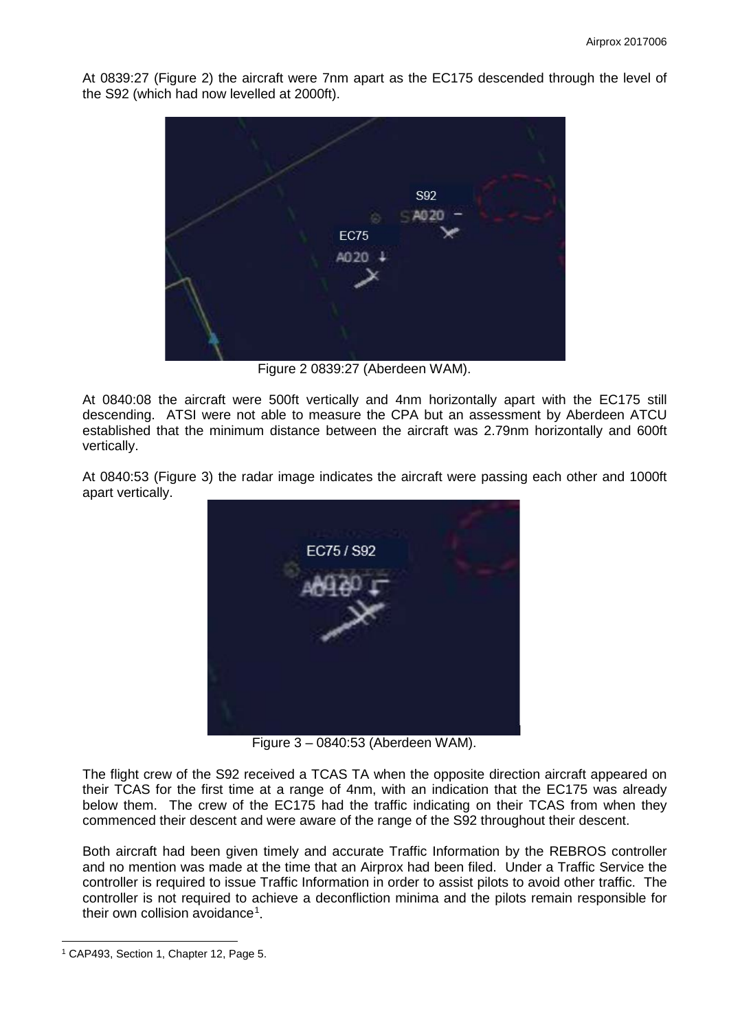At 0839:27 (Figure 2) the aircraft were 7nm apart as the EC175 descended through the level of the S92 (which had now levelled at 2000ft).

Figure 2 0839:27 (Aberdeen WAM).

At 0840:08 the aircraft were 500ft vertically and 4nm horizontally apart with the EC175 still descending. ATSI were not able to measure the CPA but an assessment by Aberdeen ATCU established that the minimum distance between the aircraft was 2.79nm horizontally and 600ft vertically.

At 0840:53 (Figure 3) the radar image indicates the aircraft were passing each other and 1000ft apart vertically.

Figure 3 – 0840:53 (Aberdeen WAM).

The flight crew of the S92 received a TCAS TA when the opposite direction aircraft appeared on their TCAS for the first time at a range of 4nm, with an indication that the EC175 was already below them. The crew of the EC175 had the traffic indicating on their TCAS from when they commenced their descent and were aware of the range of the S92 throughout their descent.

Both aircraft had been given timely and accurate Traffic Information by the REBROS controller and no mention was made at the time that an Airprox had been filed. Under a Traffic Service the controller is required to issue Traffic Information in order to assist pilots to avoid other traffic. The controller is not required to achieve a deconfliction minima and the pilots remain responsible for their own collision avoidance[1].

[1] CAP493, Section 1, Chapter 12, Page 5.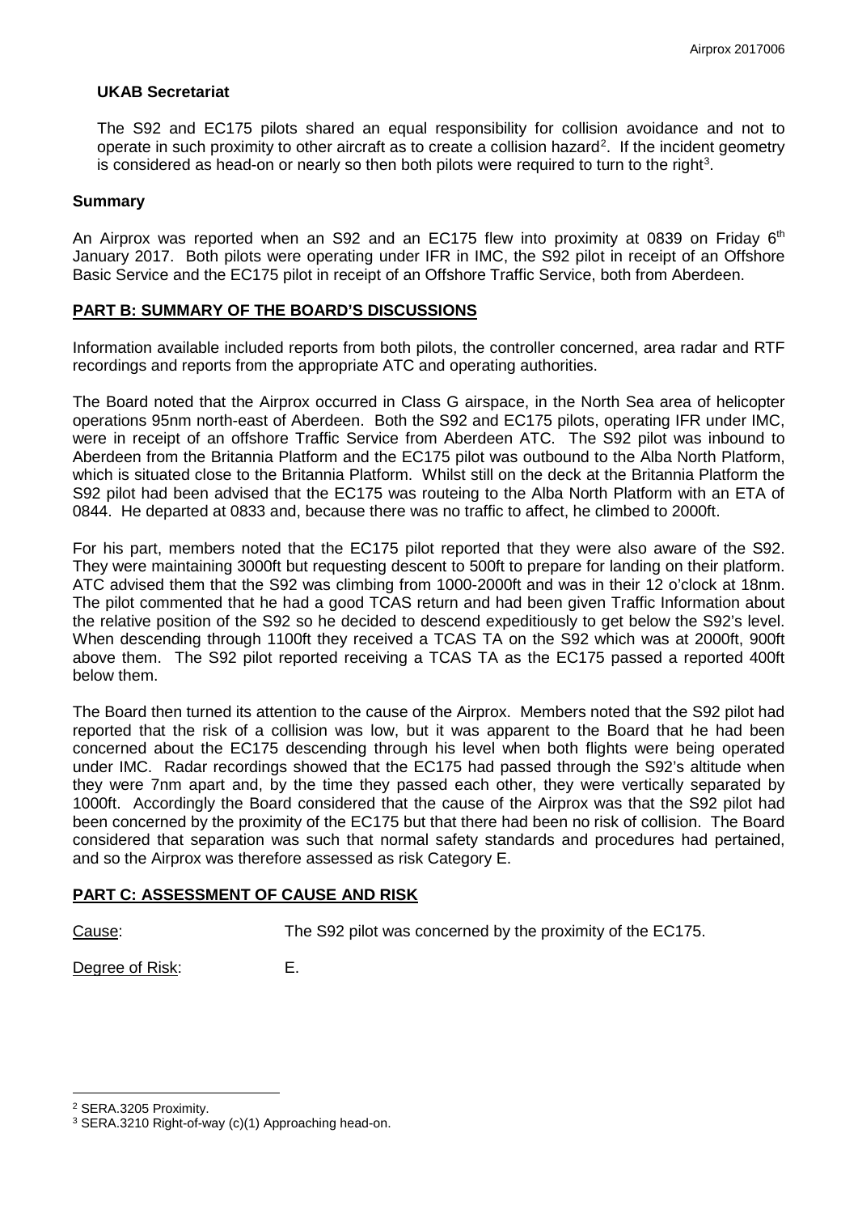## UKAB Secretariat

The S92 and EC175 pilots shared an equal responsibility for collision avoidance and not to operate in such proximity to other aircraft as to create a collision hazard[2]. If the incident geometry is considered as head-on or nearly so then both pilots were required to turn to the right[3].

## Summary

An Airprox was reported when an S92 and an EC175 flew into proximity at 0839 on Friday 6th January 2017. Both pilots were operating under IFR in IMC, the S92 pilot in receipt of an Offshore Basic Service and the EC175 pilot in receipt of an Offshore Traffic Service, both from Aberdeen.

## PART B: SUMMARY OF THE BOARD'S DISCUSSIONS

Information available included reports from both pilots, the controller concerned, area radar and RTF recordings and reports from the appropriate ATC and operating authorities.

The Board noted that the Airprox occurred in Class G airspace, in the North Sea area of helicopter operations 95nm north-east of Aberdeen. Both the S92 and EC175 pilots, operating IFR under IMC, were in receipt of an offshore Traffic Service from Aberdeen ATC. The S92 pilot was inbound to Aberdeen from the Britannia Platform and the EC175 pilot was outbound to the Alba North Platform, which is situated close to the Britannia Platform. Whilst still on the deck at the Britannia Platform the S92 pilot had been advised that the EC175 was routeing to the Alba North Platform with an ETA of 0844. He departed at 0833 and, because there was no traffic to affect, he climbed to 2000ft.

For his part, members noted that the EC175 pilot reported that they were also aware of the S92. They were maintaining 3000ft but requesting descent to 500ft to prepare for landing on their platform. ATC advised them that the S92 was climbing from 1000-2000ft and was in their 12 o'clock at 18nm. The pilot commented that he had a good TCAS return and had been given Traffic Information about the relative position of the S92 so he decided to descend expeditiously to get below the S92's level. When descending through 1100ft they received a TCAS TA on the S92 which was at 2000ft, 900ft above them. The S92 pilot reported receiving a TCAS TA as the EC175 passed a reported 400ft below them.

The Board then turned its attention to the cause of the Airprox. Members noted that the S92 pilot had reported that the risk of a collision was low, but it was apparent to the Board that he had been concerned about the EC175 descending through his level when both flights were being operated under IMC. Radar recordings showed that the EC175 had passed through the S92's altitude when they were 7nm apart and, by the time they passed each other, they were vertically separated by 1000ft. Accordingly the Board considered that the cause of the Airprox was that the S92 pilot had been concerned by the proximity of the EC175 but that there had been no risk of collision. The Board considered that separation was such that normal safety standards and procedures had pertained, and so the Airprox was therefore assessed as risk Category E.

## PART C: ASSESSMENT OF CAUSE AND RISK

Cause: The S92 pilot was concerned by the proximity of the EC175.

Degree of Risk: E.

---

[2] SERA.3205 Proximity.

[3] SERA.3210 Right-of-way (c)(1) Approaching head-on.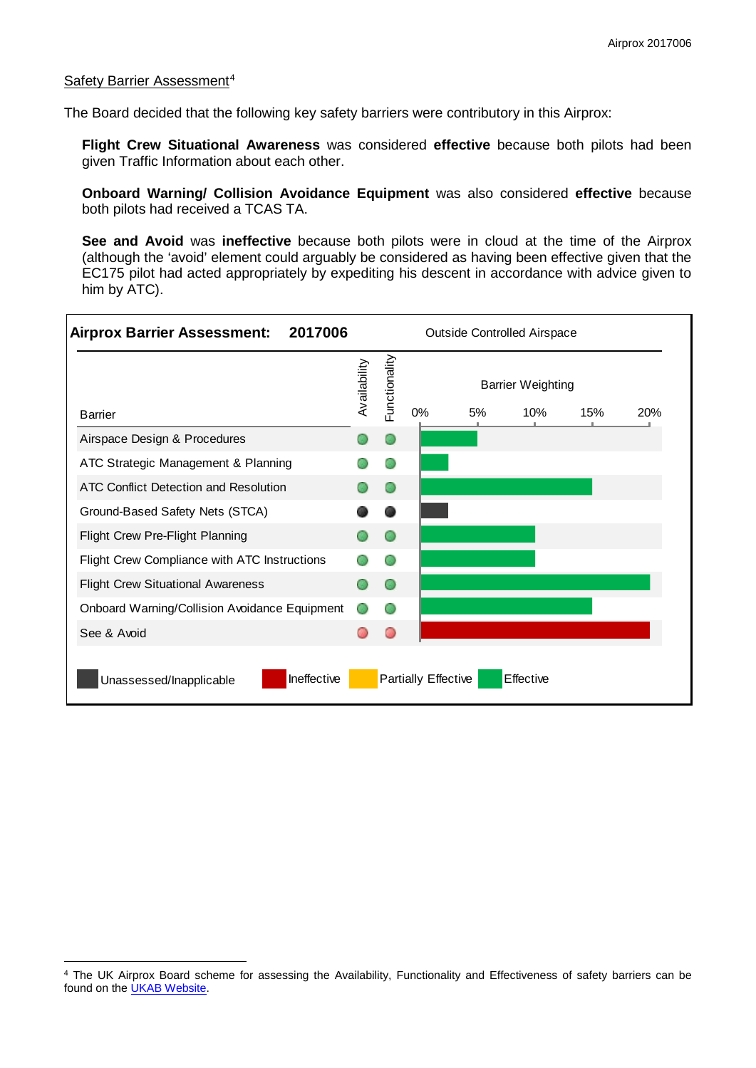Safety Barrier Assessment[4]

The Board decided that the following key safety barriers were contributory in this Airprox:

**Flight Crew Situational Awareness** was considered **effective** because both pilots had been given Traffic Information about each other.

**Onboard Warning/ Collision Avoidance Equipment** was also considered **effective** because both pilots had received a TCAS TA.

**See and Avoid** was **ineffective** because both pilots were in cloud at the time of the Airprox (although the 'avoid' element could arguably be considered as having been effective given that the EC175 pilot had acted appropriately by expediting his descent in accordance with advice given to him by ATC).

**Airprox Barrier Assessment: 2017006**

Outside Controlled Airspace

Barrier

Availability

Functionality

Barrier Weighting

0%
5%
10%
15%
20%

Airspace Design & Procedures

ATC Strategic Management & Planning

ATC Conflict Detection and Resolution

Ground-Based Safety Nets (STCA)

Flight Crew Pre-Flight Planning

Flight Crew Compliance with ATC Instructions

Flight Crew Situational Awareness

Onboard Warning/Collision Avoidance Equipment

See & Avoid

Unassessed/Inapplicable
Ineffective
Partially Effective
Effective

---

[4] The UK Airprox Board scheme for assessing the Availability, Functionality and Effectiveness of safety barriers can be found on the UKAB Website.